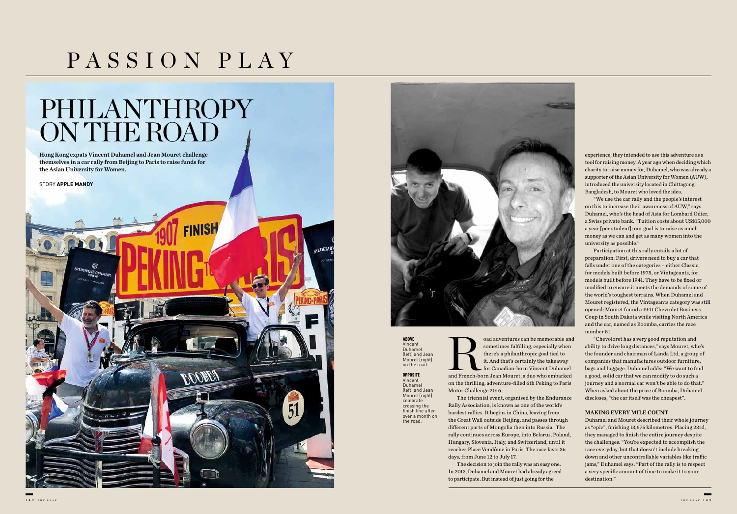# PASSION PLAY

# PHILANTHROPY ON THE ROAD

**Hong Kong expats Vincent Duhamel and Jean Mouret challenge themselves in a car rally from Beijing to Paris to raise funds for the Asian University for Women.**

STORY **APPLE MANDY**

**ABOVE** Vincent Duhamel (left) and Jean Mouret (right) on the road.

**OPPOSITE** Vincent Duhamel (left) and Jean Mouret (right) celebrate crossing the finish line after over a month on the road.

Road adventures can be memorable and sometimes fulfilling, especially when there's a philanthropic goal tied to it. And that's certainly the takeaway for Canadian-born Vincent Duhamel and French-born Jean Mouret, a duo who embarked on the thrilling, adventure-filled 6th Peking to Paris Motor Challenge 2016.

The triennial event, organised by the Endurance Rally Association, is known as one of the world's hardest rallies. It begins in China, leaving from the Great Wall outside Beijing, and passes through different parts of Mongolia then into Russia. The rally continues across Europe, into Belarus, Poland, Hungary, Slovenia, Italy, and Switzerland, until it reaches Place Vendôme in Paris. The race lasts 36 days, from June 12 to July 17.

The decision to join the rally was an easy one. In 2013, Duhamel and Mouret had already agreed to participate. But instead of just going for the experience, they intended to use this adventure as a tool for raising money. A year ago when deciding which charity to raise money for, Duhamel, who was already a supporter of the Asian University for Women (AUW), introduced the university located in Chittagong, Bangladesh, to Mouret who loved the idea.

"We use the car rally and the people's interest on this to increase their awareness of AUW," says Duhamel, who's the head of Asia for Lombard Odier, a Swiss private bank. "Tuition costs about US$15,000 a year [per student]; our goal is to raise as much money as we can and get as many women into the university as possible."

Participation at this rally entails a lot of preparation. First, drivers need to buy a car that falls under one of the categories – either Classic, for models built before 1975, or Vintageants, for models built before 1941. They have to be fixed or modified to ensure it meets the demands of some of the world's toughest terrains. When Duhamel and Mouret registered, the Vintageants category was still opened; Mouret found a 1941 Chevrolet Business Coup in South Dakota while visiting North America and the car, named as Boomba, carries the race number 51.

"Chevoloret has a very good reputation and ability to drive long distances," says Mouret, who's the founder and chairman of Landa Ltd, a group of companies that manufactures outdoor furniture, bags and luggage. Duhamel adds: "We want to find a good, solid car that we can modify to do such a journey and a normal car won't be able to do that." When asked about the price of Boomba, Duhamel discloses, "the car itself was the cheapest".

### MAKING EVERY MILE COUNT

Duhamel and Mouret described their whole journey as "epic", finishing 13,675 kilometres. Placing 23rd, they managed to finish the entire journey despite the challenges. "You're expected to accomplish the race everyday, but that doesn't include breaking down and other uncontrollable variables like traffic jams," Duhamel says. "Part of the rally is to respect a very specific amount of time to make it to your destination."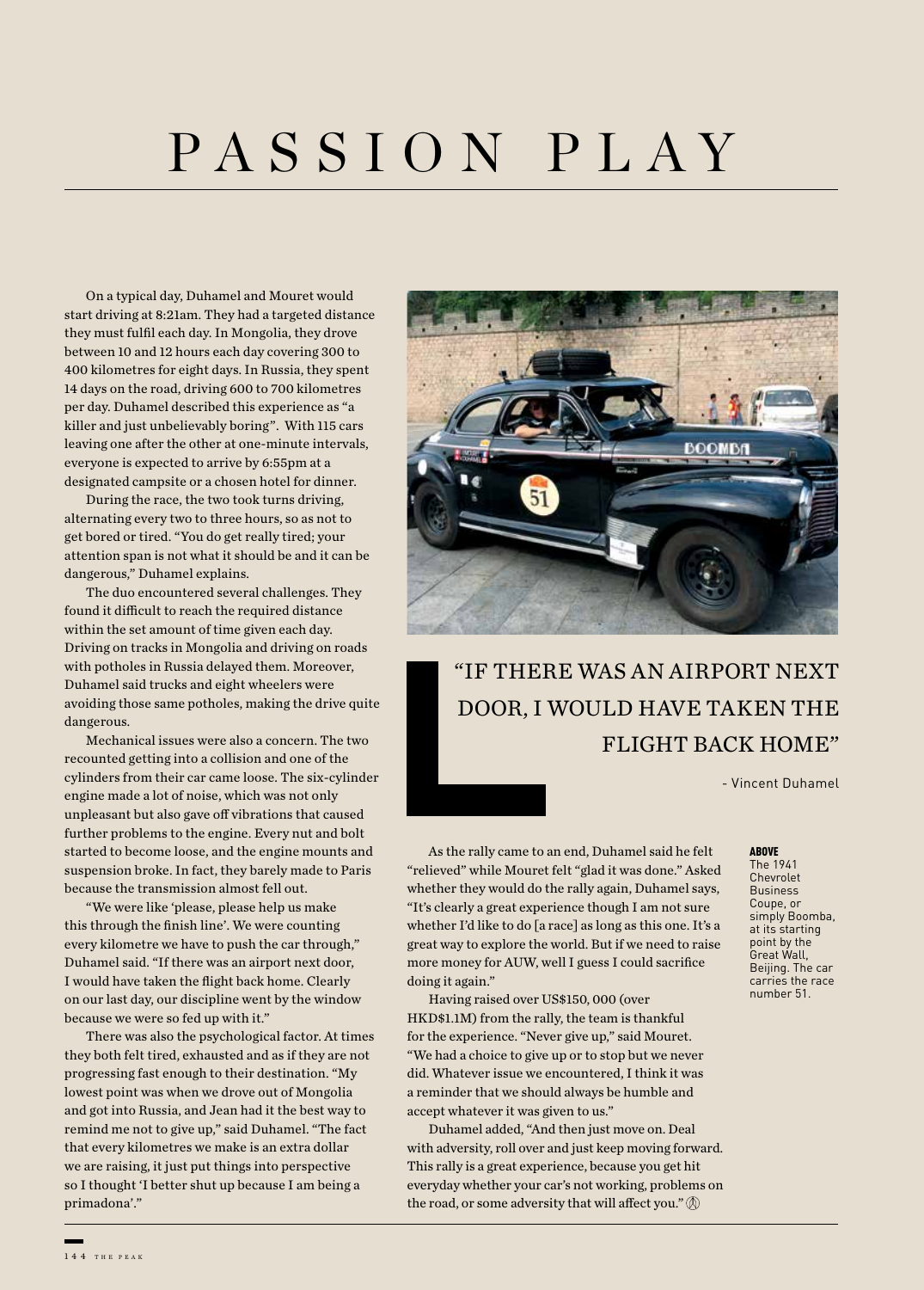# PASSION PLAY

On a typical day, Duhamel and Mouret would start driving at 8:21am. They had a targeted distance they must fulfil each day. In Mongolia, they drove between 10 and 12 hours each day covering 300 to 400 kilometres for eight days. In Russia, they spent 14 days on the road, driving 600 to 700 kilometres per day. Duhamel described this experience as "a killer and just unbelievably boring". With 115 cars leaving one after the other at one-minute intervals, everyone is expected to arrive by 6:55pm at a designated campsite or a chosen hotel for dinner.

During the race, the two took turns driving, alternating every two to three hours, so as not to get bored or tired. "You do get really tired; your attention span is not what it should be and it can be dangerous," Duhamel explains.

The duo encountered several challenges. They found it difficult to reach the required distance within the set amount of time given each day. Driving on tracks in Mongolia and driving on roads with potholes in Russia delayed them. Moreover, Duhamel said trucks and eight wheelers were avoiding those same potholes, making the drive quite dangerous.

Mechanical issues were also a concern. The two recounted getting into a collision and one of the cylinders from their car came loose. The six-cylinder engine made a lot of noise, which was not only unpleasant but also gave off vibrations that caused further problems to the engine. Every nut and bolt started to become loose, and the engine mounts and suspension broke. In fact, they barely made to Paris because the transmission almost fell out.

"We were like 'please, please help us make this through the finish line'. We were counting every kilometre we have to push the car through," Duhamel said. "If there was an airport next door, I would have taken the flight back home. Clearly on our last day, our discipline went by the window because we were so fed up with it."

There was also the psychological factor. At times they both felt tired, exhausted and as if they are not progressing fast enough to their destination. "My lowest point was when we drove out of Mongolia and got into Russia, and Jean had it the best way to remind me not to give up," said Duhamel. "The fact that every kilometres we make is an extra dollar we are raising, it just put things into perspective so I thought 'I better shut up because I am being a primadona'."

"IF THERE WAS AN AIRPORT NEXT DOOR, I WOULD HAVE TAKEN THE FLIGHT BACK HOME"

\- Vincent Duhamel

As the rally came to an end, Duhamel said he felt "relieved" while Mouret felt "glad it was done." Asked whether they would do the rally again, Duhamel says, "It's clearly a great experience though I am not sure whether I'd like to do [a race] as long as this one. It's a great way to explore the world. But if we need to raise more money for AUW, well I guess I could sacrifice doing it again."

Having raised over US$150, 000 (over HKD$1.1M) from the rally, the team is thankful for the experience. "Never give up," said Mouret. "We had a choice to give up or to stop but we never did. Whatever issue we encountered, I think it was a reminder that we should always be humble and accept whatever it was given to us."

Duhamel added, "And then just move on. Deal with adversity, roll over and just keep moving forward. This rally is a great experience, because you get hit everyday whether your car's not working, problems on the road, or some adversity that will affect you."

**ABOVE**
The 1941 Chevrolet Business Coupe, or simply Boomba, at its starting point by the Great Wall, Beijing. The car carries the race number 51.